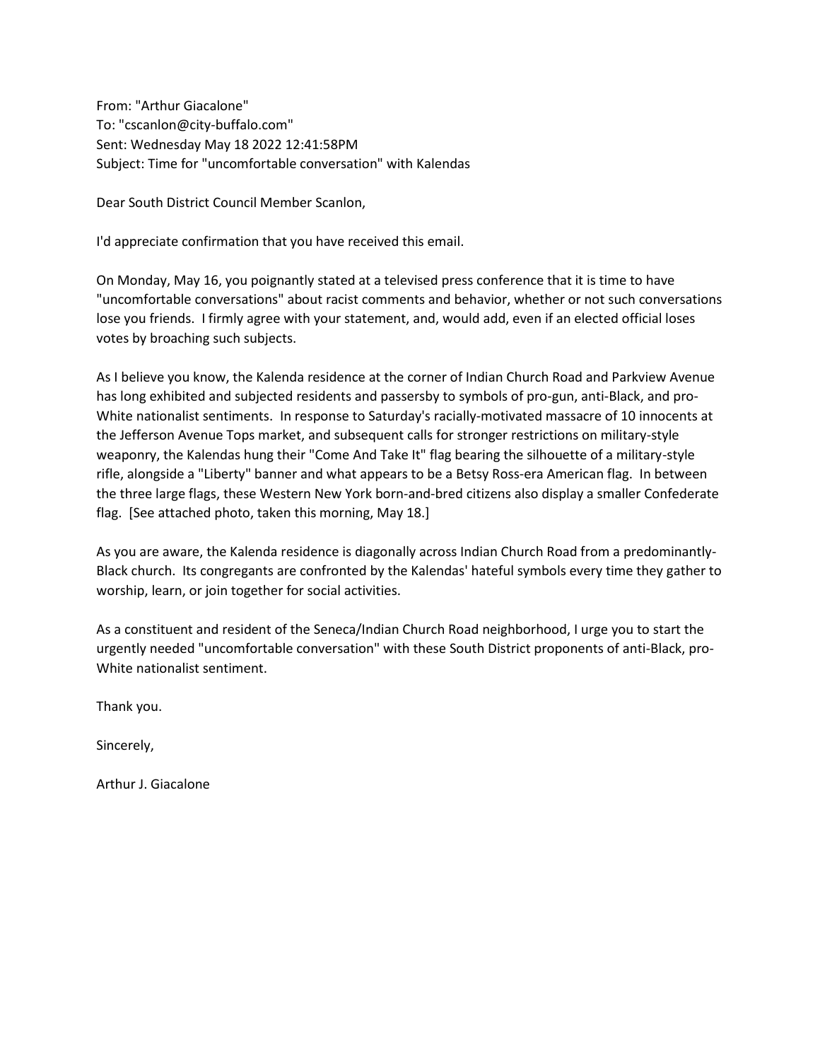From: "Arthur Giacalone"
To: "cscanlon@city-buffalo.com"
Sent: Wednesday May 18 2022 12:41:58PM
Subject: Time for "uncomfortable conversation" with Kalendas

Dear South District Council Member Scanlon,

I'd appreciate confirmation that you have received this email.

On Monday, May 16, you poignantly stated at a televised press conference that it is time to have "uncomfortable conversations" about racist comments and behavior, whether or not such conversations lose you friends. I firmly agree with your statement, and, would add, even if an elected official loses votes by broaching such subjects.

As I believe you know, the Kalenda residence at the corner of Indian Church Road and Parkview Avenue has long exhibited and subjected residents and passersby to symbols of pro-gun, anti-Black, and pro-White nationalist sentiments. In response to Saturday's racially-motivated massacre of 10 innocents at the Jefferson Avenue Tops market, and subsequent calls for stronger restrictions on military-style weaponry, the Kalendas hung their "Come And Take It" flag bearing the silhouette of a military-style rifle, alongside a "Liberty" banner and what appears to be a Betsy Ross-era American flag. In between the three large flags, these Western New York born-and-bred citizens also display a smaller Confederate flag. [See attached photo, taken this morning, May 18.]

As you are aware, the Kalenda residence is diagonally across Indian Church Road from a predominantly-Black church. Its congregants are confronted by the Kalendas' hateful symbols every time they gather to worship, learn, or join together for social activities.

As a constituent and resident of the Seneca/Indian Church Road neighborhood, I urge you to start the urgently needed "uncomfortable conversation" with these South District proponents of anti-Black, pro-White nationalist sentiment.

Thank you.

Sincerely,

Arthur J. Giacalone